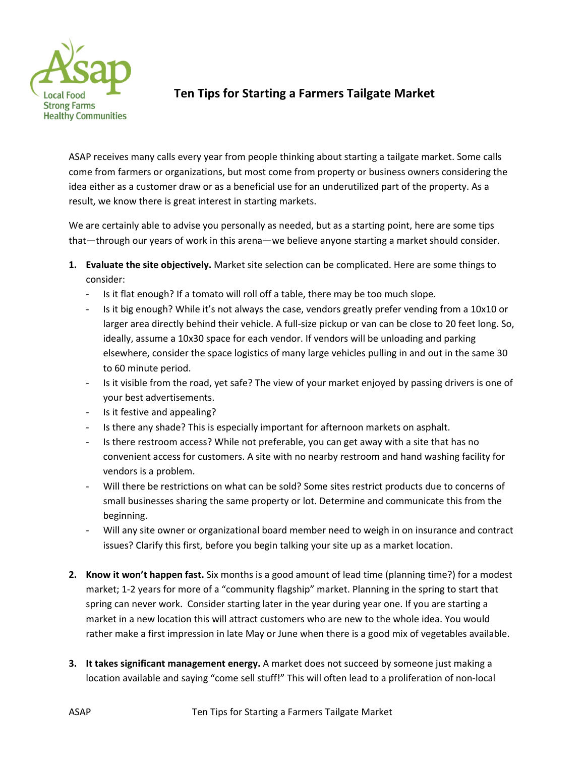# Ten Tips for Starting a Farmers Tailgate Market

ASAP receives many calls every year from people thinking about starting a tailgate market. Some calls come from farmers or organizations, but most come from property or business owners considering the idea either as a customer draw or as a beneficial use for an underutilized part of the property. As a result, we know there is great interest in starting markets.

We are certainly able to advise you personally as needed, but as a starting point, here are some tips that—through our years of work in this arena—we believe anyone starting a market should consider.

1. **Evaluate the site objectively.** Market site selection can be complicated. Here are some things to consider:
   - Is it flat enough? If a tomato will roll off a table, there may be too much slope.
   - Is it big enough? While it's not always the case, vendors greatly prefer vending from a 10x10 or larger area directly behind their vehicle. A full-size pickup or van can be close to 20 feet long. So, ideally, assume a 10x30 space for each vendor. If vendors will be unloading and parking elsewhere, consider the space logistics of many large vehicles pulling in and out in the same 30 to 60 minute period.
   - Is it visible from the road, yet safe? The view of your market enjoyed by passing drivers is one of your best advertisements.
   - Is it festive and appealing?
   - Is there any shade? This is especially important for afternoon markets on asphalt.
   - Is there restroom access? While not preferable, you can get away with a site that has no convenient access for customers. A site with no nearby restroom and hand washing facility for vendors is a problem.
   - Will there be restrictions on what can be sold? Some sites restrict products due to concerns of small businesses sharing the same property or lot. Determine and communicate this from the beginning.
   - Will any site owner or organizational board member need to weigh in on insurance and contract issues? Clarify this first, before you begin talking your site up as a market location.

2. **Know it won't happen fast.** Six months is a good amount of lead time (planning time?) for a modest market; 1-2 years for more of a "community flagship" market. Planning in the spring to start that spring can never work. Consider starting later in the year during year one. If you are starting a market in a new location this will attract customers who are new to the whole idea. You would rather make a first impression in late May or June when there is a good mix of vegetables available.

3. **It takes significant management energy.** A market does not succeed by someone just making a location available and saying "come sell stuff!" This will often lead to a proliferation of non-local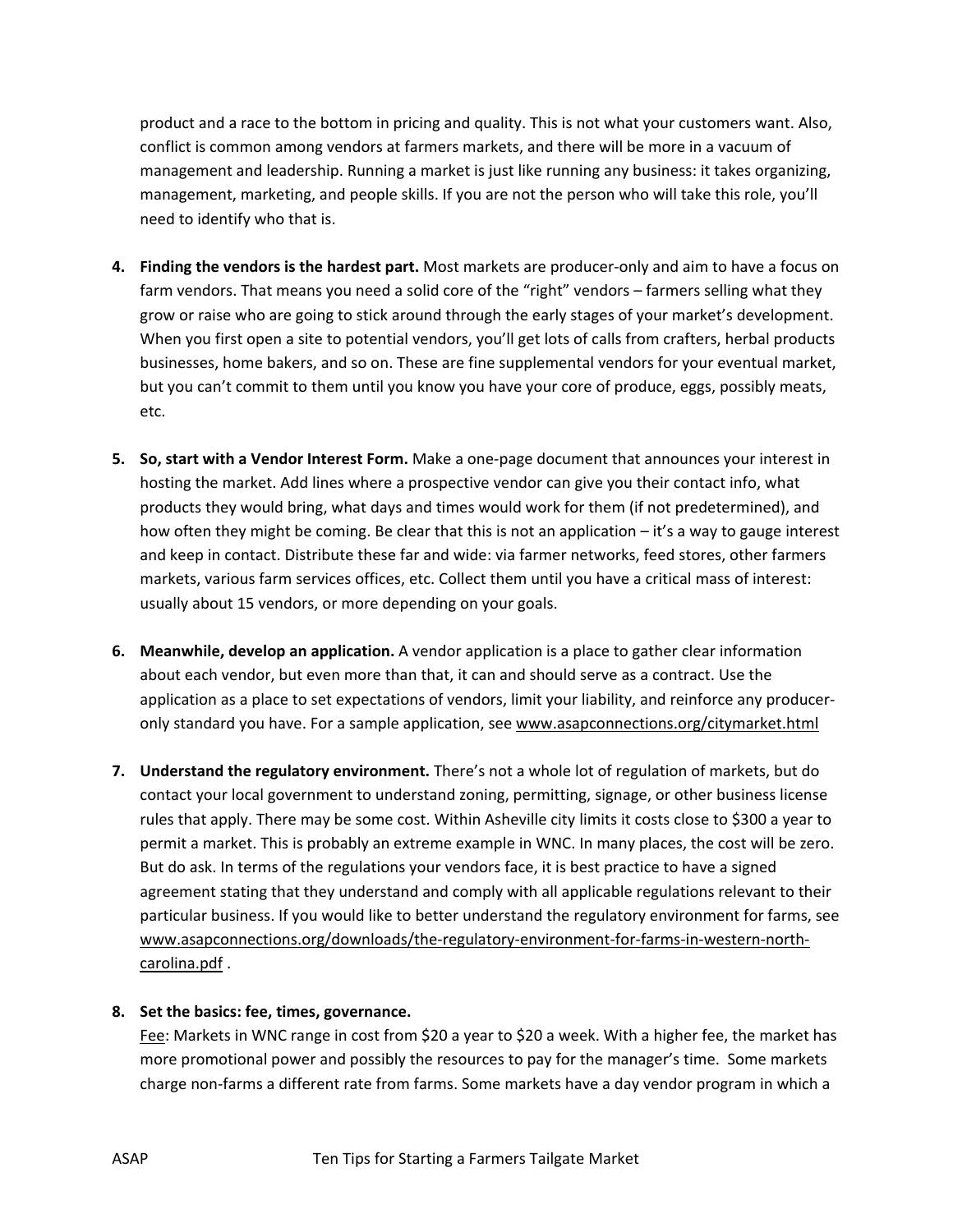product and a race to the bottom in pricing and quality. This is not what your customers want. Also, conflict is common among vendors at farmers markets, and there will be more in a vacuum of management and leadership. Running a market is just like running any business: it takes organizing, management, marketing, and people skills. If you are not the person who will take this role, you'll need to identify who that is.

4. **Finding the vendors is the hardest part.** Most markets are producer-only and aim to have a focus on farm vendors. That means you need a solid core of the "right" vendors – farmers selling what they grow or raise who are going to stick around through the early stages of your market's development. When you first open a site to potential vendors, you'll get lots of calls from crafters, herbal products businesses, home bakers, and so on. These are fine supplemental vendors for your eventual market, but you can't commit to them until you know you have your core of produce, eggs, possibly meats, etc.

5. **So, start with a Vendor Interest Form.** Make a one-page document that announces your interest in hosting the market. Add lines where a prospective vendor can give you their contact info, what products they would bring, what days and times would work for them (if not predetermined), and how often they might be coming. Be clear that this is not an application – it's a way to gauge interest and keep in contact. Distribute these far and wide: via farmer networks, feed stores, other farmers markets, various farm services offices, etc. Collect them until you have a critical mass of interest: usually about 15 vendors, or more depending on your goals.

6. **Meanwhile, develop an application.** A vendor application is a place to gather clear information about each vendor, but even more than that, it can and should serve as a contract. Use the application as a place to set expectations of vendors, limit your liability, and reinforce any producer-only standard you have. For a sample application, see www.asapconnections.org/citymarket.html

7. **Understand the regulatory environment.** There's not a whole lot of regulation of markets, but do contact your local government to understand zoning, permitting, signage, or other business license rules that apply. There may be some cost. Within Asheville city limits it costs close to $300 a year to permit a market. This is probably an extreme example in WNC. In many places, the cost will be zero. But do ask. In terms of the regulations your vendors face, it is best practice to have a signed agreement stating that they understand and comply with all applicable regulations relevant to their particular business. If you would like to better understand the regulatory environment for farms, see www.asapconnections.org/downloads/the-regulatory-environment-for-farms-in-western-north-carolina.pdf .

8. **Set the basics: fee, times, governance.**
   Fee: Markets in WNC range in cost from $20 a year to $20 a week. With a higher fee, the market has more promotional power and possibly the resources to pay for the manager's time. Some markets charge non-farms a different rate from farms. Some markets have a day vendor program in which a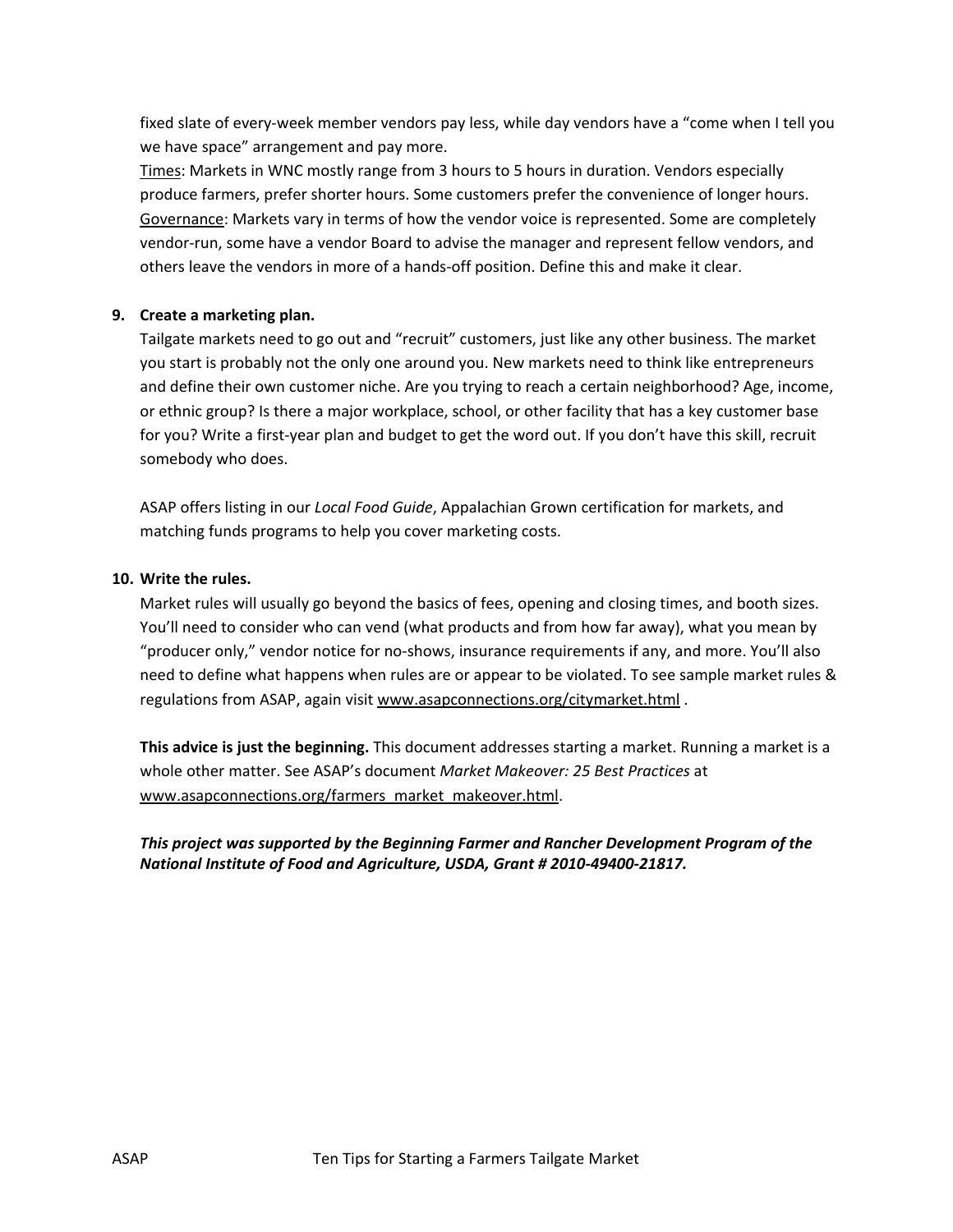fixed slate of every-week member vendors pay less, while day vendors have a "come when I tell you we have space" arrangement and pay more.

Times: Markets in WNC mostly range from 3 hours to 5 hours in duration. Vendors especially produce farmers, prefer shorter hours. Some customers prefer the convenience of longer hours.

Governance: Markets vary in terms of how the vendor voice is represented. Some are completely vendor-run, some have a vendor Board to advise the manager and represent fellow vendors, and others leave the vendors in more of a hands-off position. Define this and make it clear.

9. **Create a marketing plan.**

   Tailgate markets need to go out and "recruit" customers, just like any other business. The market you start is probably not the only one around you. New markets need to think like entrepreneurs and define their own customer niche. Are you trying to reach a certain neighborhood? Age, income, or ethnic group? Is there a major workplace, school, or other facility that has a key customer base for you? Write a first-year plan and budget to get the word out. If you don't have this skill, recruit somebody who does.

   ASAP offers listing in our *Local Food Guide*, Appalachian Grown certification for markets, and matching funds programs to help you cover marketing costs.

10. **Write the rules.**

    Market rules will usually go beyond the basics of fees, opening and closing times, and booth sizes. You'll need to consider who can vend (what products and from how far away), what you mean by "producer only," vendor notice for no-shows, insurance requirements if any, and more. You'll also need to define what happens when rules are or appear to be violated. To see sample market rules & regulations from ASAP, again visit www.asapconnections.org/citymarket.html .

    **This advice is just the beginning.** This document addresses starting a market. Running a market is a whole other matter. See ASAP's document *Market Makeover: 25 Best Practices* at www.asapconnections.org/farmers_market_makeover.html.

    ***This project was supported by the Beginning Farmer and Rancher Development Program of the National Institute of Food and Agriculture, USDA, Grant # 2010-49400-21817.***